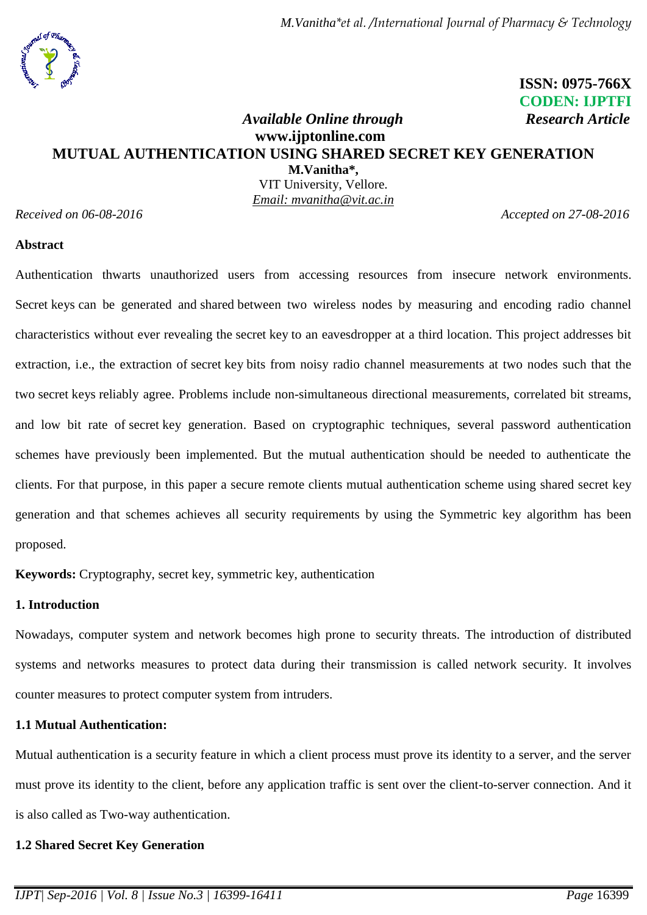ISSN: 0975-766X
CODEN: IJPTFI
*Available Online through* *Research Article*
**www.ijptonline.com**

# MUTUAL AUTHENTICATION USING SHARED SECRET KEY GENERATION

**M.Vanitha\*,**
VIT University, Vellore.
*Email: mvanitha@vit.ac.in*

*Received on 06-08-2016* *Accepted on 27-08-2016*

## Abstract

Authentication thwarts unauthorized users from accessing resources from insecure network environments. Secret keys can be generated and shared between two wireless nodes by measuring and encoding radio channel characteristics without ever revealing the secret key to an eavesdropper at a third location. This project addresses bit extraction, i.e., the extraction of secret key bits from noisy radio channel measurements at two nodes such that the two secret keys reliably agree. Problems include non-simultaneous directional measurements, correlated bit streams, and low bit rate of secret key generation. Based on cryptographic techniques, several password authentication schemes have previously been implemented. But the mutual authentication should be needed to authenticate the clients. For that purpose, in this paper a secure remote clients mutual authentication scheme using shared secret key generation and that schemes achieves all security requirements by using the Symmetric key algorithm has been proposed.

**Keywords:** Cryptography, secret key, symmetric key, authentication

## 1. Introduction

Nowadays, computer system and network becomes high prone to security threats. The introduction of distributed systems and networks measures to protect data during their transmission is called network security. It involves counter measures to protect computer system from intruders.

### 1.1 Mutual Authentication:

Mutual authentication is a security feature in which a client process must prove its identity to a server, and the server must prove its identity to the client, before any application traffic is sent over the client-to-server connection. And it is also called as Two-way authentication.

### 1.2 Shared Secret Key Generation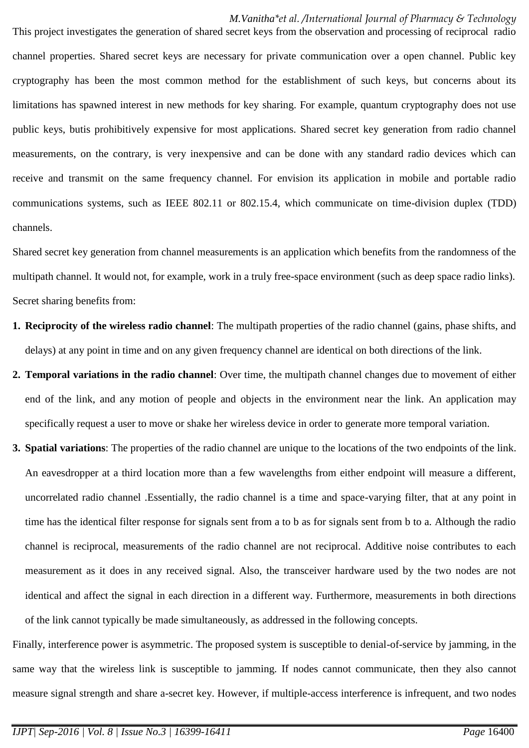This project investigates the generation of shared secret keys from the observation and processing of reciprocal radio channel properties. Shared secret keys are necessary for private communication over a open channel. Public key cryptography has been the most common method for the establishment of such keys, but concerns about its limitations has spawned interest in new methods for key sharing. For example, quantum cryptography does not use public keys, butis prohibitively expensive for most applications. Shared secret key generation from radio channel measurements, on the contrary, is very inexpensive and can be done with any standard radio devices which can receive and transmit on the same frequency channel. For envision its application in mobile and portable radio communications systems, such as IEEE 802.11 or 802.15.4, which communicate on time-division duplex (TDD) channels.

Shared secret key generation from channel measurements is an application which benefits from the randomness of the multipath channel. It would not, for example, work in a truly free-space environment (such as deep space radio links). Secret sharing benefits from:

1. **Reciprocity of the wireless radio channel**: The multipath properties of the radio channel (gains, phase shifts, and delays) at any point in time and on any given frequency channel are identical on both directions of the link.
2. **Temporal variations in the radio channel**: Over time, the multipath channel changes due to movement of either end of the link, and any motion of people and objects in the environment near the link. An application may specifically request a user to move or shake her wireless device in order to generate more temporal variation.
3. **Spatial variations**: The properties of the radio channel are unique to the locations of the two endpoints of the link. An eavesdropper at a third location more than a few wavelengths from either endpoint will measure a different, uncorrelated radio channel .Essentially, the radio channel is a time and space-varying filter, that at any point in time has the identical filter response for signals sent from a to b as for signals sent from b to a. Although the radio channel is reciprocal, measurements of the radio channel are not reciprocal. Additive noise contributes to each measurement as it does in any received signal. Also, the transceiver hardware used by the two nodes are not identical and affect the signal in each direction in a different way. Furthermore, measurements in both directions of the link cannot typically be made simultaneously, as addressed in the following concepts.

Finally, interference power is asymmetric. The proposed system is susceptible to denial-of-service by jamming, in the same way that the wireless link is susceptible to jamming. If nodes cannot communicate, then they also cannot measure signal strength and share a-secret key. However, if multiple-access interference is infrequent, and two nodes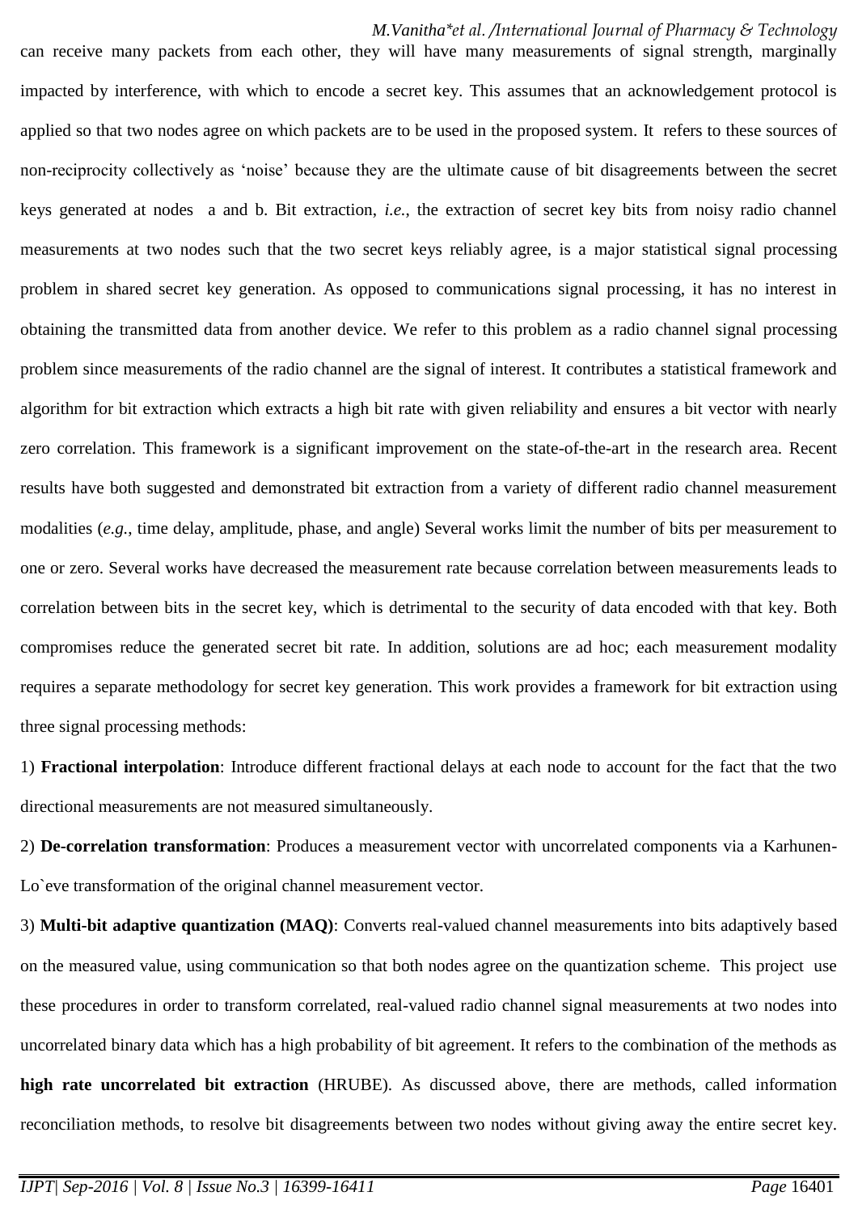can receive many packets from each other, they will have many measurements of signal strength, marginally impacted by interference, with which to encode a secret key. This assumes that an acknowledgement protocol is applied so that two nodes agree on which packets are to be used in the proposed system. It refers to these sources of non-reciprocity collectively as 'noise' because they are the ultimate cause of bit disagreements between the secret keys generated at nodes a and b. Bit extraction, *i.e.*, the extraction of secret key bits from noisy radio channel measurements at two nodes such that the two secret keys reliably agree, is a major statistical signal processing problem in shared secret key generation. As opposed to communications signal processing, it has no interest in obtaining the transmitted data from another device. We refer to this problem as a radio channel signal processing problem since measurements of the radio channel are the signal of interest. It contributes a statistical framework and algorithm for bit extraction which extracts a high bit rate with given reliability and ensures a bit vector with nearly zero correlation. This framework is a significant improvement on the state-of-the-art in the research area. Recent results have both suggested and demonstrated bit extraction from a variety of different radio channel measurement modalities (*e.g.*, time delay, amplitude, phase, and angle) Several works limit the number of bits per measurement to one or zero. Several works have decreased the measurement rate because correlation between measurements leads to correlation between bits in the secret key, which is detrimental to the security of data encoded with that key. Both compromises reduce the generated secret bit rate. In addition, solutions are ad hoc; each measurement modality requires a separate methodology for secret key generation. This work provides a framework for bit extraction using three signal processing methods:

1) **Fractional interpolation**: Introduce different fractional delays at each node to account for the fact that the two directional measurements are not measured simultaneously.

2) **De-correlation transformation**: Produces a measurement vector with uncorrelated components via a Karhunen-Lo`eve transformation of the original channel measurement vector.

3) **Multi-bit adaptive quantization (MAQ)**: Converts real-valued channel measurements into bits adaptively based on the measured value, using communication so that both nodes agree on the quantization scheme. This project use these procedures in order to transform correlated, real-valued radio channel signal measurements at two nodes into uncorrelated binary data which has a high probability of bit agreement. It refers to the combination of the methods as **high rate uncorrelated bit extraction** (HRUBE). As discussed above, there are methods, called information reconciliation methods, to resolve bit disagreements between two nodes without giving away the entire secret key.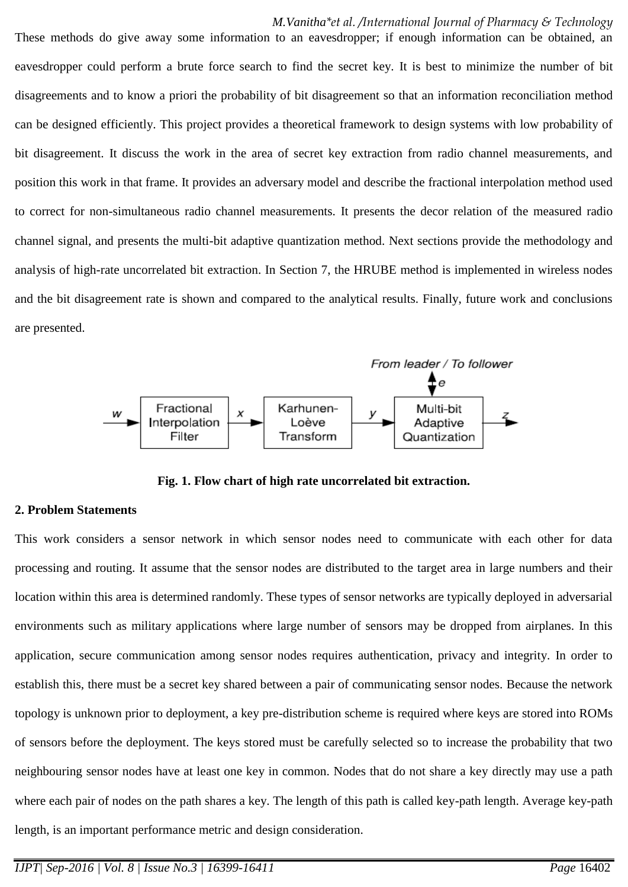These methods do give away some information to an eavesdropper; if enough information can be obtained, an eavesdropper could perform a brute force search to find the secret key. It is best to minimize the number of bit disagreements and to know a priori the probability of bit disagreement so that an information reconciliation method can be designed efficiently. This project provides a theoretical framework to design systems with low probability of bit disagreement. It discuss the work in the area of secret key extraction from radio channel measurements, and position this work in that frame. It provides an adversary model and describe the fractional interpolation method used to correct for non-simultaneous radio channel measurements. It presents the decor relation of the measured radio channel signal, and presents the multi-bit adaptive quantization method. Next sections provide the methodology and analysis of high-rate uncorrelated bit extraction. In Section 7, the HRUBE method is implemented in wireless nodes and the bit disagreement rate is shown and compared to the analytical results. Finally, future work and conclusions are presented.

From leader / To follower

$w$ → Fractional Interpolation Filter → $x$ → Karhunen-Loève Transform → $y$ → Multi-bit Adaptive Quantization → $z$ ($e$)

**Fig. 1. Flow chart of high rate uncorrelated bit extraction.**

**2. Problem Statements**

This work considers a sensor network in which sensor nodes need to communicate with each other for data processing and routing. It assume that the sensor nodes are distributed to the target area in large numbers and their location within this area is determined randomly. These types of sensor networks are typically deployed in adversarial environments such as military applications where large number of sensors may be dropped from airplanes. In this application, secure communication among sensor nodes requires authentication, privacy and integrity. In order to establish this, there must be a secret key shared between a pair of communicating sensor nodes. Because the network topology is unknown prior to deployment, a key pre-distribution scheme is required where keys are stored into ROMs of sensors before the deployment. The keys stored must be carefully selected so to increase the probability that two neighbouring sensor nodes have at least one key in common. Nodes that do not share a key directly may use a path where each pair of nodes on the path shares a key. The length of this path is called key-path length. Average key-path length, is an important performance metric and design consideration.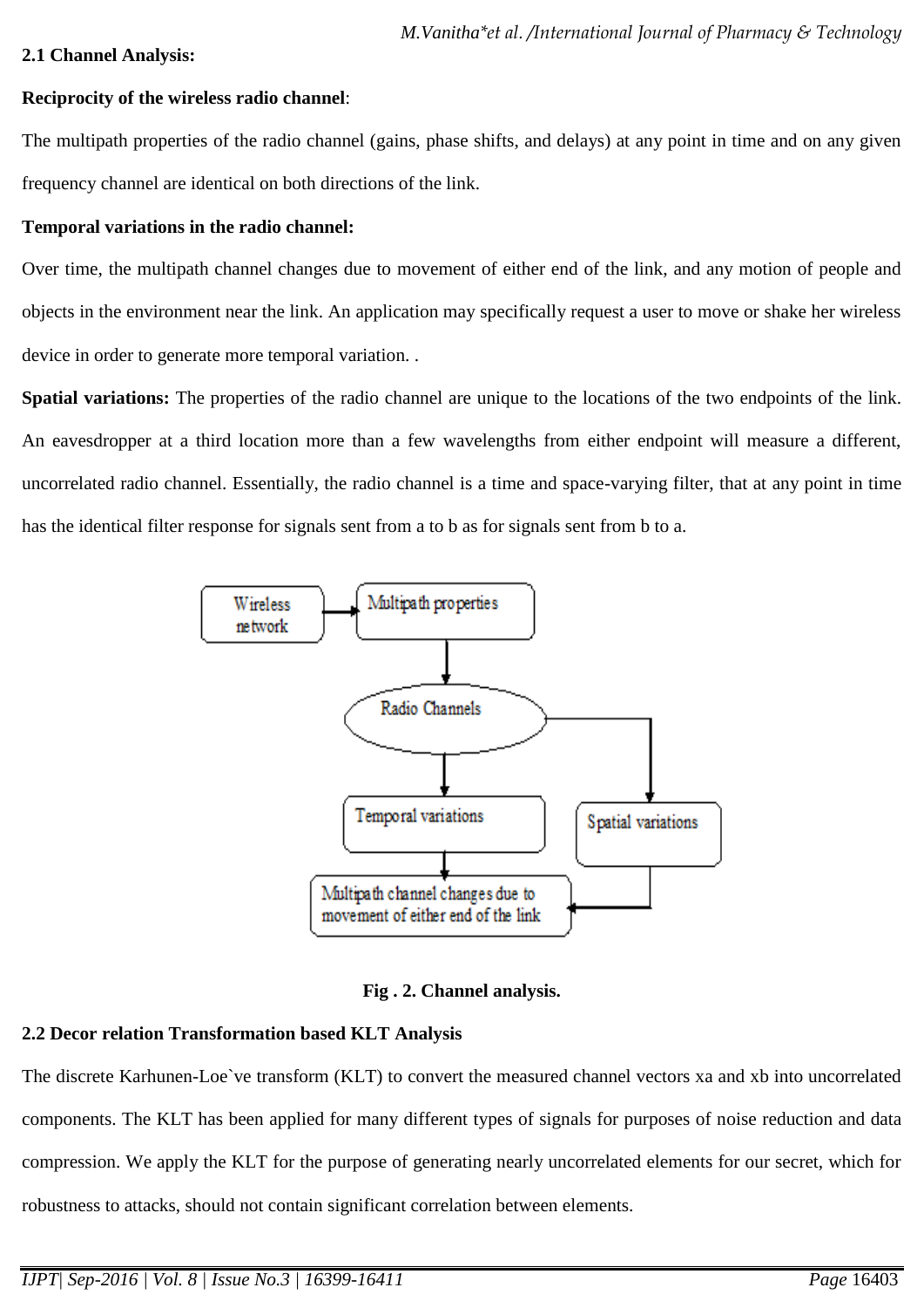**2.1 Channel Analysis:**

**Reciprocity of the wireless radio channel**:

The multipath properties of the radio channel (gains, phase shifts, and delays) at any point in time and on any given frequency channel are identical on both directions of the link.

**Temporal variations in the radio channel:**

Over time, the multipath channel changes due to movement of either end of the link, and any motion of people and objects in the environment near the link. An application may specifically request a user to move or shake her wireless device in order to generate more temporal variation. .

**Spatial variations:** The properties of the radio channel are unique to the locations of the two endpoints of the link. An eavesdropper at a third location more than a few wavelengths from either endpoint will measure a different, uncorrelated radio channel. Essentially, the radio channel is a time and space-varying filter, that at any point in time has the identical filter response for signals sent from a to b as for signals sent from b to a.

Wireless network → Multipath properties → Radio Channels → Temporal variations / Spatial variations → Multipath channel changes due to movement of either end of the link

**Fig . 2. Channel analysis.**

**2.2 Decor relation Transformation based KLT Analysis**

The discrete Karhunen-Loe`ve transform (KLT) to convert the measured channel vectors xa and xb into uncorrelated components. The KLT has been applied for many different types of signals for purposes of noise reduction and data compression. We apply the KLT for the purpose of generating nearly uncorrelated elements for our secret, which for robustness to attacks, should not contain significant correlation between elements.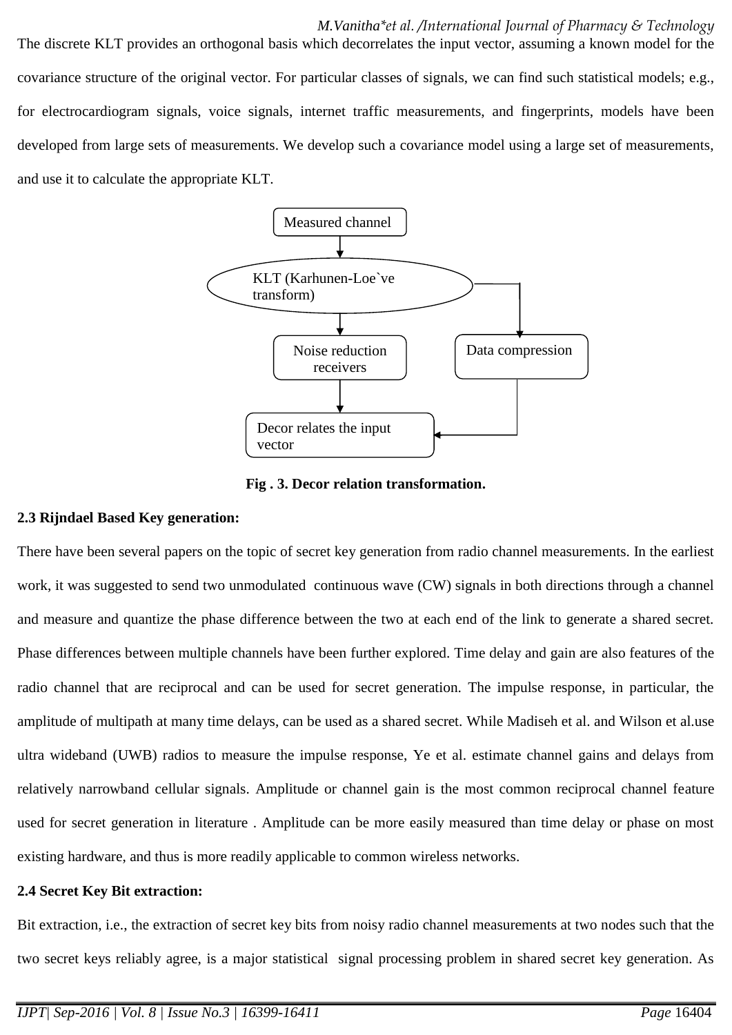The discrete KLT provides an orthogonal basis which decorrelates the input vector, assuming a known model for the covariance structure of the original vector. For particular classes of signals, we can find such statistical models; e.g., for electrocardiogram signals, voice signals, internet traffic measurements, and fingerprints, models have been developed from large sets of measurements. We develop such a covariance model using a large set of measurements, and use it to calculate the appropriate KLT.

Measured channel

KLT (Karhunen-Loe`ve transform)

Noise reduction receivers

Data compression

Decor relates the input vector

**Fig . 3. Decor relation transformation.**

### 2.3 Rijndael Based Key generation:

There have been several papers on the topic of secret key generation from radio channel measurements. In the earliest work, it was suggested to send two unmodulated continuous wave (CW) signals in both directions through a channel and measure and quantize the phase difference between the two at each end of the link to generate a shared secret. Phase differences between multiple channels have been further explored. Time delay and gain are also features of the radio channel that are reciprocal and can be used for secret generation. The impulse response, in particular, the amplitude of multipath at many time delays, can be used as a shared secret. While Madiseh et al. and Wilson et al.use ultra wideband (UWB) radios to measure the impulse response, Ye et al. estimate channel gains and delays from relatively narrowband cellular signals. Amplitude or channel gain is the most common reciprocal channel feature used for secret generation in literature . Amplitude can be more easily measured than time delay or phase on most existing hardware, and thus is more readily applicable to common wireless networks.

### 2.4 Secret Key Bit extraction:

Bit extraction, i.e., the extraction of secret key bits from noisy radio channel measurements at two nodes such that the two secret keys reliably agree, is a major statistical signal processing problem in shared secret key generation. As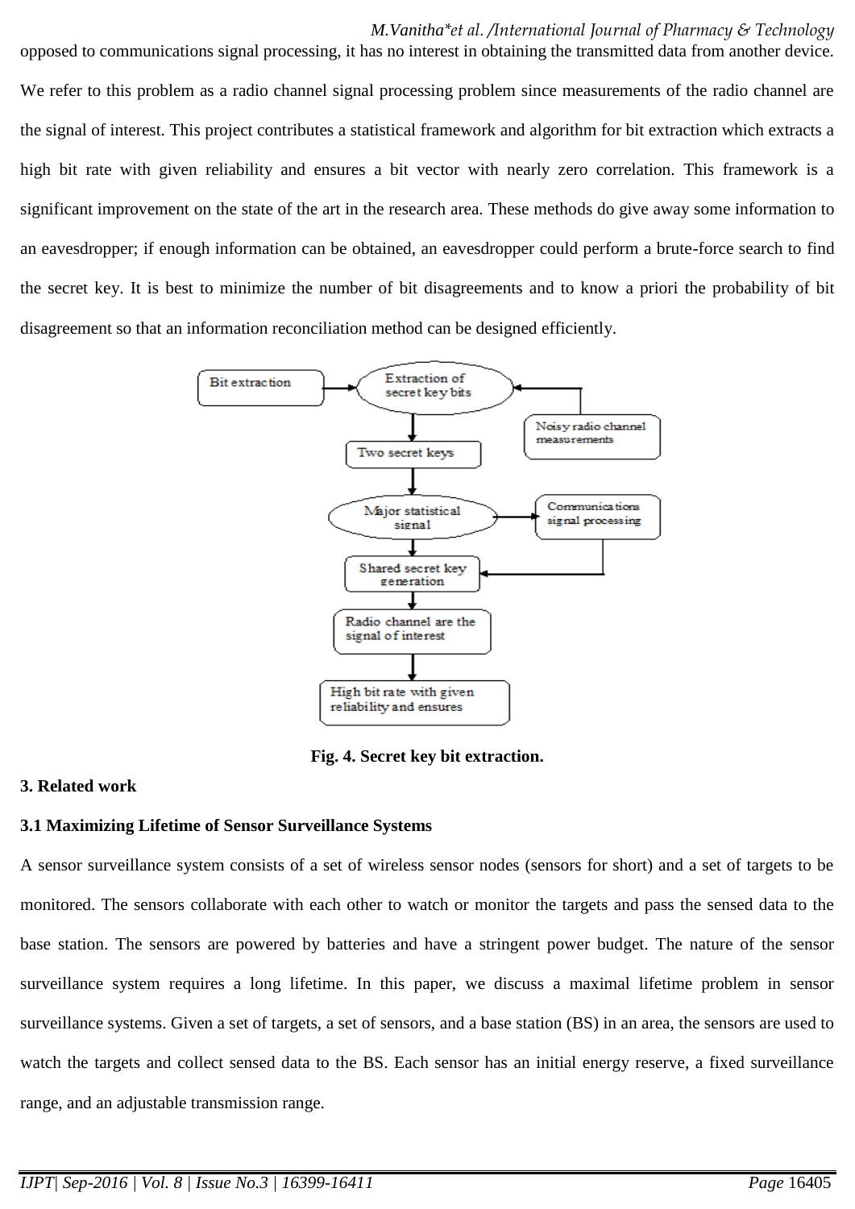opposed to communications signal processing, it has no interest in obtaining the transmitted data from another device. We refer to this problem as a radio channel signal processing problem since measurements of the radio channel are the signal of interest. This project contributes a statistical framework and algorithm for bit extraction which extracts a high bit rate with given reliability and ensures a bit vector with nearly zero correlation. This framework is a significant improvement on the state of the art in the research area. These methods do give away some information to an eavesdropper; if enough information can be obtained, an eavesdropper could perform a brute-force search to find the secret key. It is best to minimize the number of bit disagreements and to know a priori the probability of bit disagreement so that an information reconciliation method can be designed efficiently.

Bit extraction → Extraction of secret key bits ← Noisy radio channel measurements

Two secret keys

Major statistical signal → Communications signal processing

Shared secret key generation

Radio channel are the signal of interest

High bit rate with given reliability and ensures

**Fig. 4. Secret key bit extraction.**

## 3. Related work

### 3.1 Maximizing Lifetime of Sensor Surveillance Systems

A sensor surveillance system consists of a set of wireless sensor nodes (sensors for short) and a set of targets to be monitored. The sensors collaborate with each other to watch or monitor the targets and pass the sensed data to the base station. The sensors are powered by batteries and have a stringent power budget. The nature of the sensor surveillance system requires a long lifetime. In this paper, we discuss a maximal lifetime problem in sensor surveillance systems. Given a set of targets, a set of sensors, and a base station (BS) in an area, the sensors are used to watch the targets and collect sensed data to the BS. Each sensor has an initial energy reserve, a fixed surveillance range, and an adjustable transmission range.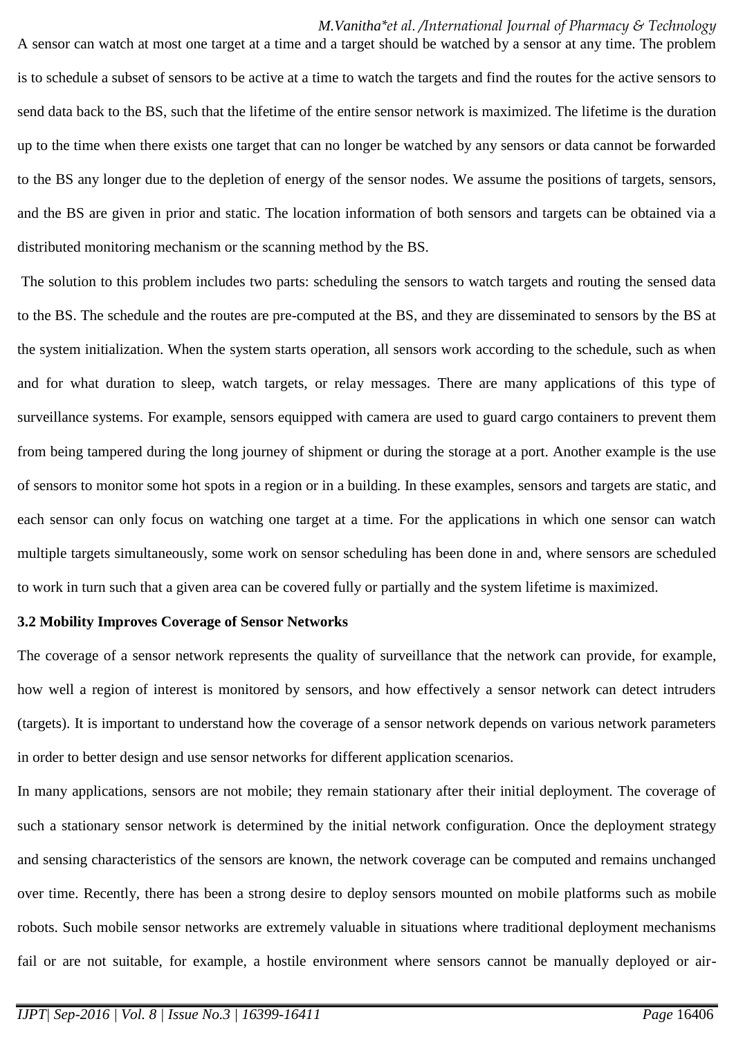A sensor can watch at most one target at a time and a target should be watched by a sensor at any time. The problem is to schedule a subset of sensors to be active at a time to watch the targets and find the routes for the active sensors to send data back to the BS, such that the lifetime of the entire sensor network is maximized. The lifetime is the duration up to the time when there exists one target that can no longer be watched by any sensors or data cannot be forwarded to the BS any longer due to the depletion of energy of the sensor nodes. We assume the positions of targets, sensors, and the BS are given in prior and static. The location information of both sensors and targets can be obtained via a distributed monitoring mechanism or the scanning method by the BS.

The solution to this problem includes two parts: scheduling the sensors to watch targets and routing the sensed data to the BS. The schedule and the routes are pre-computed at the BS, and they are disseminated to sensors by the BS at the system initialization. When the system starts operation, all sensors work according to the schedule, such as when and for what duration to sleep, watch targets, or relay messages. There are many applications of this type of surveillance systems. For example, sensors equipped with camera are used to guard cargo containers to prevent them from being tampered during the long journey of shipment or during the storage at a port. Another example is the use of sensors to monitor some hot spots in a region or in a building. In these examples, sensors and targets are static, and each sensor can only focus on watching one target at a time. For the applications in which one sensor can watch multiple targets simultaneously, some work on sensor scheduling has been done in and, where sensors are scheduled to work in turn such that a given area can be covered fully or partially and the system lifetime is maximized.

### 3.2 Mobility Improves Coverage of Sensor Networks

The coverage of a sensor network represents the quality of surveillance that the network can provide, for example, how well a region of interest is monitored by sensors, and how effectively a sensor network can detect intruders (targets). It is important to understand how the coverage of a sensor network depends on various network parameters in order to better design and use sensor networks for different application scenarios.

In many applications, sensors are not mobile; they remain stationary after their initial deployment. The coverage of such a stationary sensor network is determined by the initial network configuration. Once the deployment strategy and sensing characteristics of the sensors are known, the network coverage can be computed and remains unchanged over time. Recently, there has been a strong desire to deploy sensors mounted on mobile platforms such as mobile robots. Such mobile sensor networks are extremely valuable in situations where traditional deployment mechanisms fail or are not suitable, for example, a hostile environment where sensors cannot be manually deployed or air-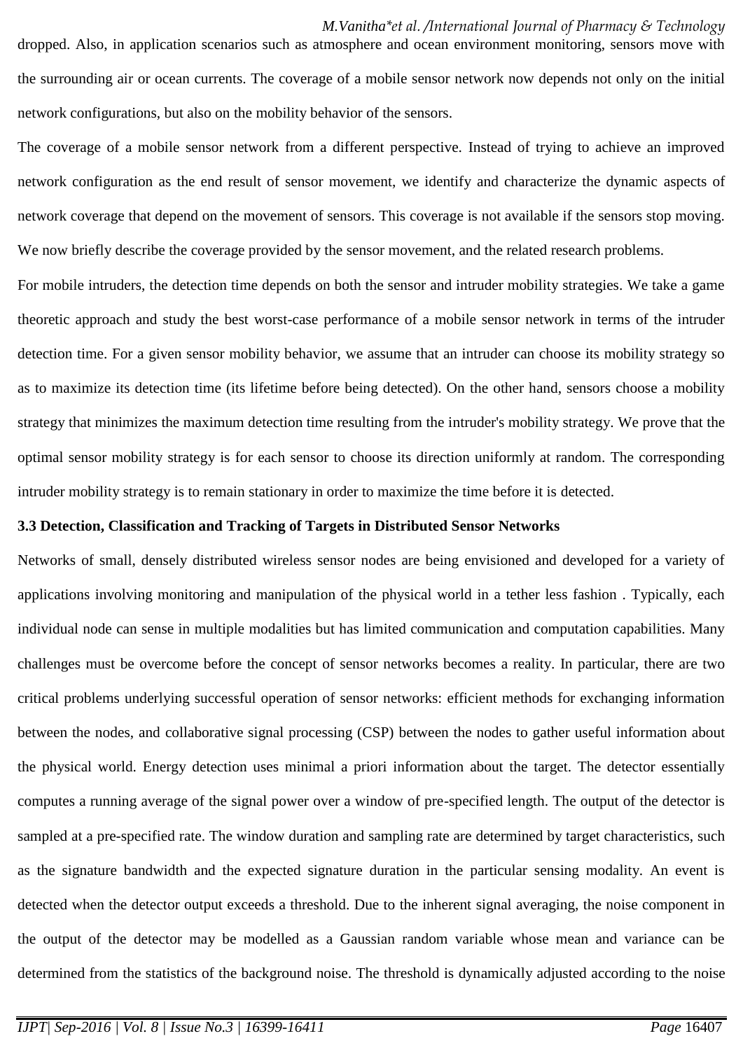dropped. Also, in application scenarios such as atmosphere and ocean environment monitoring, sensors move with the surrounding air or ocean currents. The coverage of a mobile sensor network now depends not only on the initial network configurations, but also on the mobility behavior of the sensors.

The coverage of a mobile sensor network from a different perspective. Instead of trying to achieve an improved network configuration as the end result of sensor movement, we identify and characterize the dynamic aspects of network coverage that depend on the movement of sensors. This coverage is not available if the sensors stop moving. We now briefly describe the coverage provided by the sensor movement, and the related research problems.

For mobile intruders, the detection time depends on both the sensor and intruder mobility strategies. We take a game theoretic approach and study the best worst-case performance of a mobile sensor network in terms of the intruder detection time. For a given sensor mobility behavior, we assume that an intruder can choose its mobility strategy so as to maximize its detection time (its lifetime before being detected). On the other hand, sensors choose a mobility strategy that minimizes the maximum detection time resulting from the intruder's mobility strategy. We prove that the optimal sensor mobility strategy is for each sensor to choose its direction uniformly at random. The corresponding intruder mobility strategy is to remain stationary in order to maximize the time before it is detected.

### 3.3 Detection, Classification and Tracking of Targets in Distributed Sensor Networks

Networks of small, densely distributed wireless sensor nodes are being envisioned and developed for a variety of applications involving monitoring and manipulation of the physical world in a tether less fashion . Typically, each individual node can sense in multiple modalities but has limited communication and computation capabilities. Many challenges must be overcome before the concept of sensor networks becomes a reality. In particular, there are two critical problems underlying successful operation of sensor networks: efficient methods for exchanging information between the nodes, and collaborative signal processing (CSP) between the nodes to gather useful information about the physical world. Energy detection uses minimal a priori information about the target. The detector essentially computes a running average of the signal power over a window of pre-specified length. The output of the detector is sampled at a pre-specified rate. The window duration and sampling rate are determined by target characteristics, such as the signature bandwidth and the expected signature duration in the particular sensing modality. An event is detected when the detector output exceeds a threshold. Due to the inherent signal averaging, the noise component in the output of the detector may be modelled as a Gaussian random variable whose mean and variance can be determined from the statistics of the background noise. The threshold is dynamically adjusted according to the noise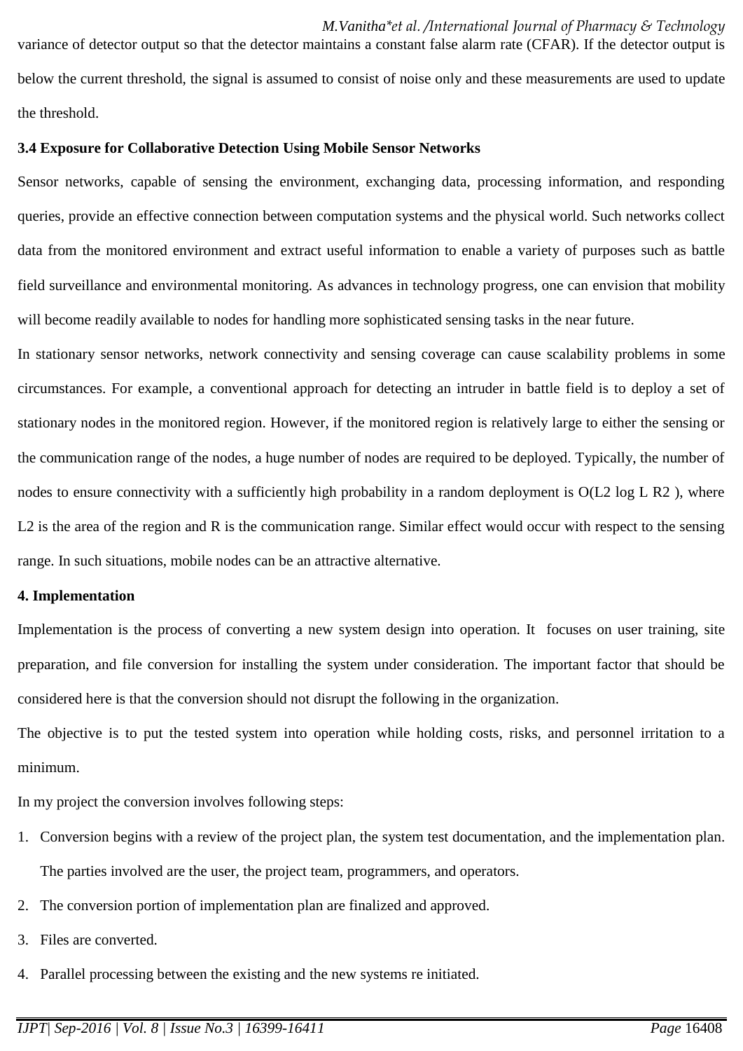variance of detector output so that the detector maintains a constant false alarm rate (CFAR). If the detector output is below the current threshold, the signal is assumed to consist of noise only and these measurements are used to update the threshold.

### 3.4 Exposure for Collaborative Detection Using Mobile Sensor Networks

Sensor networks, capable of sensing the environment, exchanging data, processing information, and responding queries, provide an effective connection between computation systems and the physical world. Such networks collect data from the monitored environment and extract useful information to enable a variety of purposes such as battle field surveillance and environmental monitoring. As advances in technology progress, one can envision that mobility will become readily available to nodes for handling more sophisticated sensing tasks in the near future.

In stationary sensor networks, network connectivity and sensing coverage can cause scalability problems in some circumstances. For example, a conventional approach for detecting an intruder in battle field is to deploy a set of stationary nodes in the monitored region. However, if the monitored region is relatively large to either the sensing or the communication range of the nodes, a huge number of nodes are required to be deployed. Typically, the number of nodes to ensure connectivity with a sufficiently high probability in a random deployment is $O(L^2 \log L R^2)$, where $L^2$ is the area of the region and R is the communication range. Similar effect would occur with respect to the sensing range. In such situations, mobile nodes can be an attractive alternative.

## 4. Implementation

Implementation is the process of converting a new system design into operation. It focuses on user training, site preparation, and file conversion for installing the system under consideration. The important factor that should be considered here is that the conversion should not disrupt the following in the organization.

The objective is to put the tested system into operation while holding costs, risks, and personnel irritation to a minimum.

In my project the conversion involves following steps:

1. Conversion begins with a review of the project plan, the system test documentation, and the implementation plan. The parties involved are the user, the project team, programmers, and operators.
2. The conversion portion of implementation plan are finalized and approved.
3. Files are converted.
4. Parallel processing between the existing and the new systems re initiated.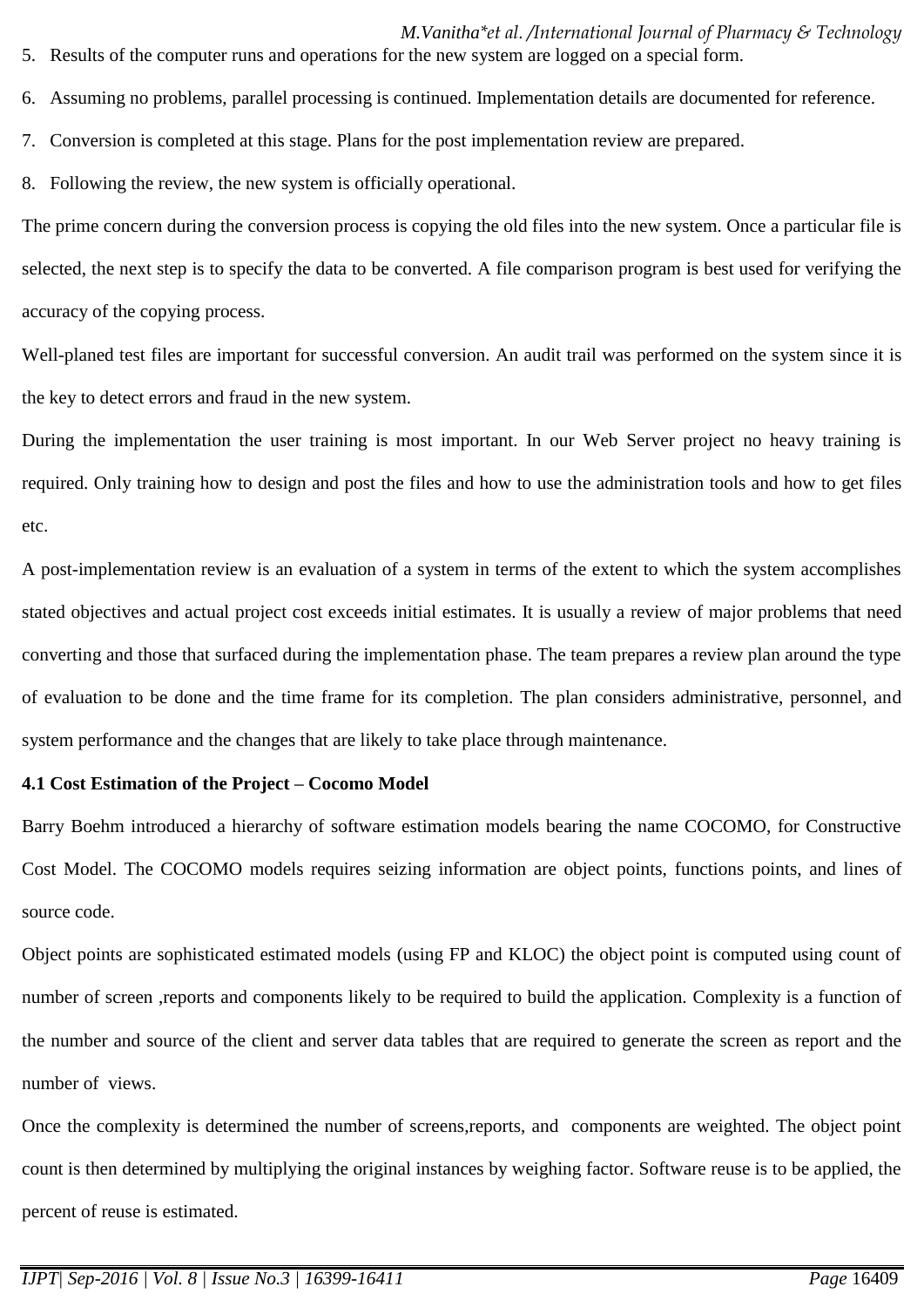5. Results of the computer runs and operations for the new system are logged on a special form.
6. Assuming no problems, parallel processing is continued. Implementation details are documented for reference.
7. Conversion is completed at this stage. Plans for the post implementation review are prepared.
8. Following the review, the new system is officially operational.

The prime concern during the conversion process is copying the old files into the new system. Once a particular file is selected, the next step is to specify the data to be converted. A file comparison program is best used for verifying the accuracy of the copying process.

Well-planed test files are important for successful conversion. An audit trail was performed on the system since it is the key to detect errors and fraud in the new system.

During the implementation the user training is most important. In our Web Server project no heavy training is required. Only training how to design and post the files and how to use the administration tools and how to get files etc.

A post-implementation review is an evaluation of a system in terms of the extent to which the system accomplishes stated objectives and actual project cost exceeds initial estimates. It is usually a review of major problems that need converting and those that surfaced during the implementation phase. The team prepares a review plan around the type of evaluation to be done and the time frame for its completion. The plan considers administrative, personnel, and system performance and the changes that are likely to take place through maintenance.

**4.1 Cost Estimation of the Project – Cocomo Model**

Barry Boehm introduced a hierarchy of software estimation models bearing the name COCOMO, for Constructive Cost Model. The COCOMO models requires seizing information are object points, functions points, and lines of source code.

Object points are sophisticated estimated models (using FP and KLOC) the object point is computed using count of number of screen ,reports and components likely to be required to build the application. Complexity is a function of the number and source of the client and server data tables that are required to generate the screen as report and the number of views.

Once the complexity is determined the number of screens,reports, and components are weighted. The object point count is then determined by multiplying the original instances by weighing factor. Software reuse is to be applied, the percent of reuse is estimated.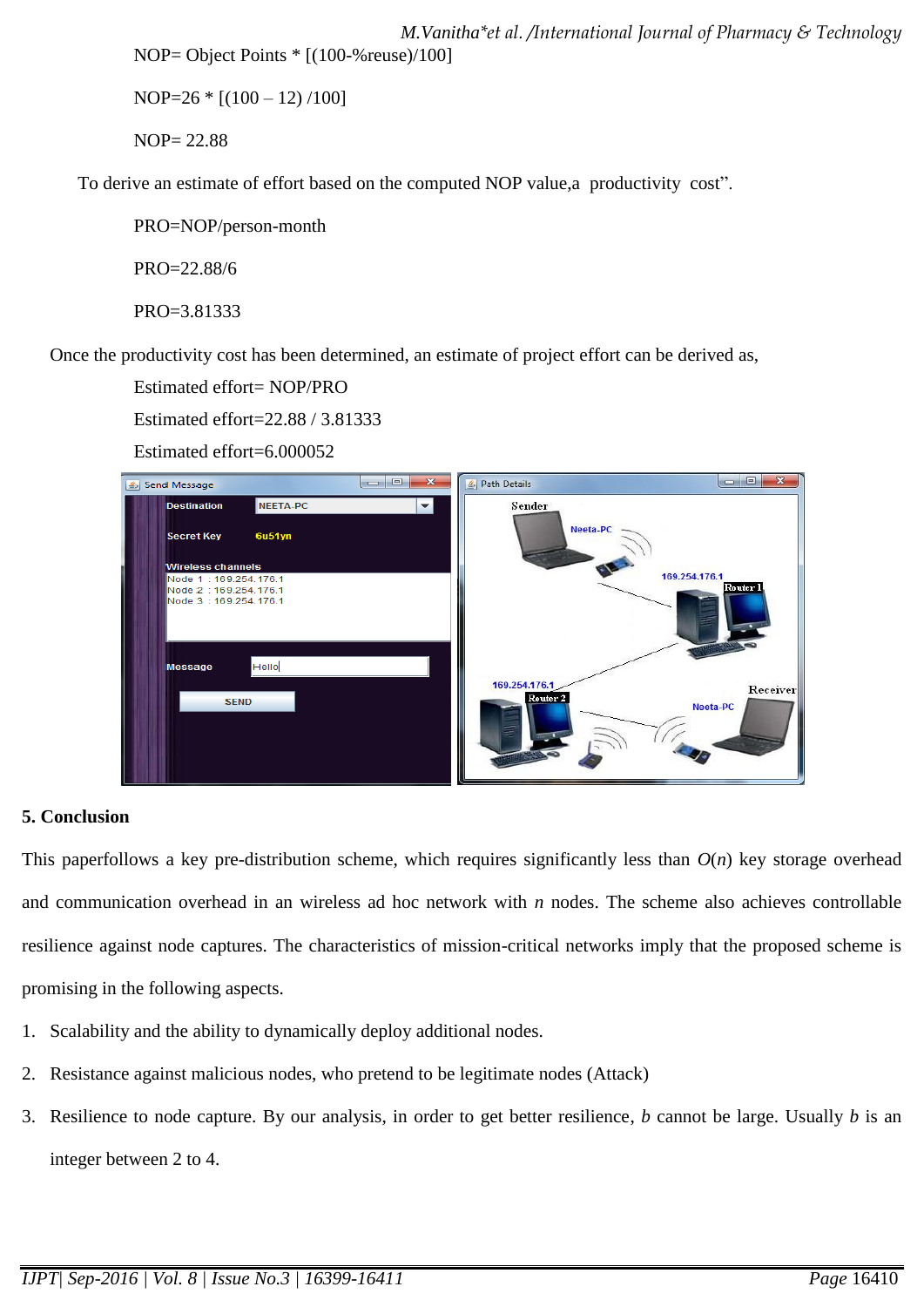NOP= Object Points * [(100-%reuse)/100]

NOP=26 * [(100 – 12) /100]

NOP= 22.88

To derive an estimate of effort based on the computed NOP value,a productivity cost".

PRO=NOP/person-month

PRO=22.88/6

PRO=3.81333

Once the productivity cost has been determined, an estimate of project effort can be derived as,

Estimated effort= NOP/PRO

Estimated effort=22.88 / 3.81333

Estimated effort=6.000052

## 5. Conclusion

This paperfollows a key pre-distribution scheme, which requires significantly less than $O(n)$ key storage overhead and communication overhead in an wireless ad hoc network with $n$ nodes. The scheme also achieves controllable resilience against node captures. The characteristics of mission-critical networks imply that the proposed scheme is promising in the following aspects.

1. Scalability and the ability to dynamically deploy additional nodes.
2. Resistance against malicious nodes, who pretend to be legitimate nodes (Attack)
3. Resilience to node capture. By our analysis, in order to get better resilience, $b$ cannot be large. Usually $b$ is an integer between 2 to 4.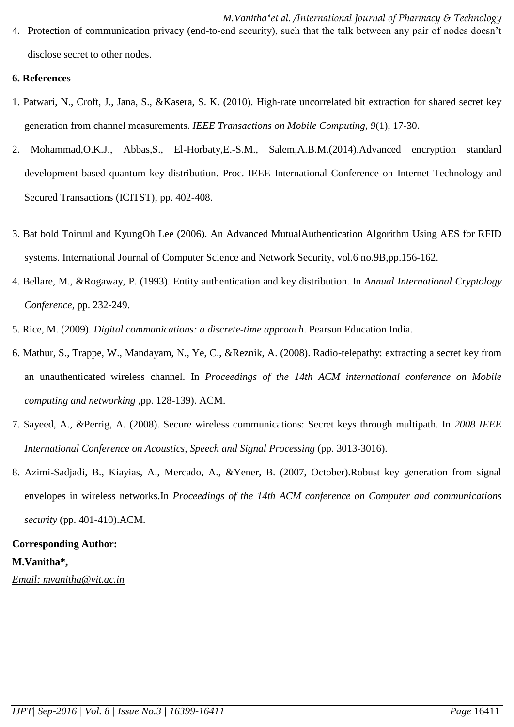4. Protection of communication privacy (end-to-end security), such that the talk between any pair of nodes doesn't disclose secret to other nodes.

**6. References**

1. Patwari, N., Croft, J., Jana, S., &Kasera, S. K. (2010). High-rate uncorrelated bit extraction for shared secret key generation from channel measurements. *IEEE Transactions on Mobile Computing*, *9*(1), 17-30.
2. Mohammad,O.K.J., Abbas,S., El-Horbaty,E.-S.M., Salem,A.B.M.(2014).Advanced encryption standard development based quantum key distribution. Proc. IEEE International Conference on Internet Technology and Secured Transactions (ICITST), pp. 402-408.
3. Bat bold Toiruul and KyungOh Lee (2006). An Advanced MutualAuthentication Algorithm Using AES for RFID systems. International Journal of Computer Science and Network Security, vol.6 no.9B,pp.156-162.
4. Bellare, M., &Rogaway, P. (1993). Entity authentication and key distribution. In *Annual International Cryptology Conference*, pp. 232-249.
5. Rice, M. (2009). *Digital communications: a discrete-time approach*. Pearson Education India.
6. Mathur, S., Trappe, W., Mandayam, N., Ye, C., &Reznik, A. (2008). Radio-telepathy: extracting a secret key from an unauthenticated wireless channel. In *Proceedings of the 14th ACM international conference on Mobile computing and networking* ,pp. 128-139). ACM.
7. Sayeed, A., &Perrig, A. (2008). Secure wireless communications: Secret keys through multipath. In *2008 IEEE International Conference on Acoustics, Speech and Signal Processing* (pp. 3013-3016).
8. Azimi-Sadjadi, B., Kiayias, A., Mercado, A., &Yener, B. (2007, October).Robust key generation from signal envelopes in wireless networks.In *Proceedings of the 14th ACM conference on Computer and communications security* (pp. 401-410).ACM.

**Corresponding Author:**

**M.Vanitha*,**

*Email: mvanitha@vit.ac.in*